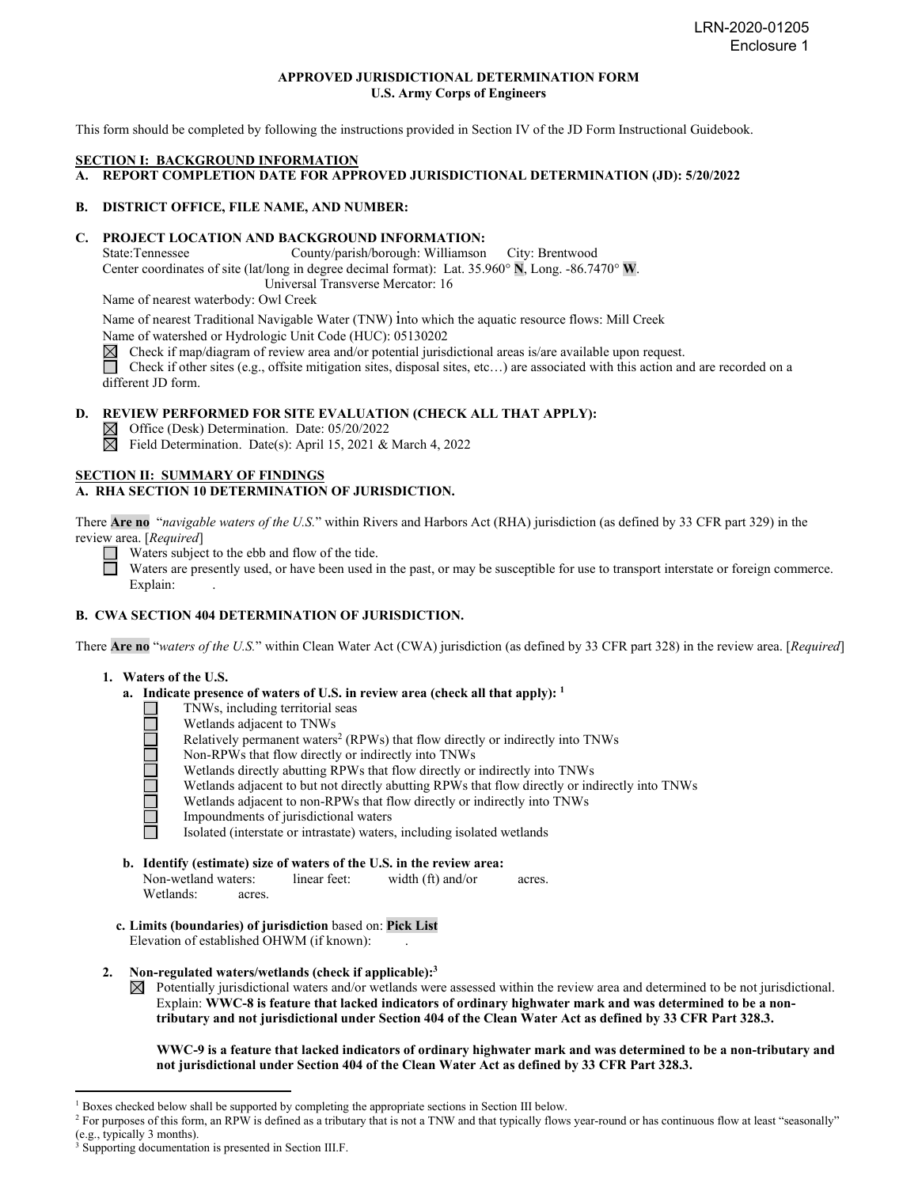LRN-2020-01205
Enclosure 1

# APPROVED JURISDICTIONAL DETERMINATION FORM
## U.S. Army Corps of Engineers

This form should be completed by following the instructions provided in Section IV of the JD Form Instructional Guidebook.

## SECTION I: BACKGROUND INFORMATION

**A. REPORT COMPLETION DATE FOR APPROVED JURISDICTIONAL DETERMINATION (JD): 5/20/2022**

**B. DISTRICT OFFICE, FILE NAME, AND NUMBER:**

**C. PROJECT LOCATION AND BACKGROUND INFORMATION:**

State:Tennessee County/parish/borough: Williamson City: Brentwood
Center coordinates of site (lat/long in degree decimal format): Lat. 35.960° **N**, Long. -86.7470° **W**.
Universal Transverse Mercator: 16

Name of nearest waterbody: Owl Creek

Name of nearest Traditional Navigable Water (TNW) into which the aquatic resource flows: Mill Creek

Name of watershed or Hydrologic Unit Code (HUC): 05130202

☒ Check if map/diagram of review area and/or potential jurisdictional areas is/are available upon request.

☐ Check if other sites (e.g., offsite mitigation sites, disposal sites, etc…) are associated with this action and are recorded on a different JD form.

**D. REVIEW PERFORMED FOR SITE EVALUATION (CHECK ALL THAT APPLY):**

☒ Office (Desk) Determination. Date: 05/20/2022

☒ Field Determination. Date(s): April 15, 2021 & March 4, 2022

## SECTION II: SUMMARY OF FINDINGS

**A. RHA SECTION 10 DETERMINATION OF JURISDICTION.**

There **Are no** "*navigable waters of the U.S.*" within Rivers and Harbors Act (RHA) jurisdiction (as defined by 33 CFR part 329) in the review area. [*Required*]

☐ Waters subject to the ebb and flow of the tide.

☐ Waters are presently used, or have been used in the past, or may be susceptible for use to transport interstate or foreign commerce. Explain: .

**B. CWA SECTION 404 DETERMINATION OF JURISDICTION.**

There **Are no** "*waters of the U.S.*" within Clean Water Act (CWA) jurisdiction (as defined by 33 CFR part 328) in the review area. [*Required*]

**1. Waters of the U.S.**

**a. Indicate presence of waters of U.S. in review area (check all that apply):** [1]

☐ TNWs, including territorial seas
☐ Wetlands adjacent to TNWs
☐ Relatively permanent waters[2] (RPWs) that flow directly or indirectly into TNWs
☐ Non-RPWs that flow directly or indirectly into TNWs
☐ Wetlands directly abutting RPWs that flow directly or indirectly into TNWs
☐ Wetlands adjacent to but not directly abutting RPWs that flow directly or indirectly into TNWs
☐ Wetlands adjacent to non-RPWs that flow directly or indirectly into TNWs
☐ Impoundments of jurisdictional waters
☐ Isolated (interstate or intrastate) waters, including isolated wetlands

**b. Identify (estimate) size of waters of the U.S. in the review area:**

Non-wetland waters: linear feet: width (ft) and/or acres.
Wetlands: acres.

**c. Limits (boundaries) of jurisdiction** based on: **Pick List**
Elevation of established OHWM (if known): .

**2. Non-regulated waters/wetlands (check if applicable):**[3]

☒ Potentially jurisdictional waters and/or wetlands were assessed within the review area and determined to be not jurisdictional. Explain: **WWC-8 is feature that lacked indicators of ordinary highwater mark and was determined to be a non-tributary and not jurisdictional under Section 404 of the Clean Water Act as defined by 33 CFR Part 328.3.**

**WWC-9 is a feature that lacked indicators of ordinary highwater mark and was determined to be a non-tributary and not jurisdictional under Section 404 of the Clean Water Act as defined by 33 CFR Part 328.3.**

---

[1] Boxes checked below shall be supported by completing the appropriate sections in Section III below.

[2] For purposes of this form, an RPW is defined as a tributary that is not a TNW and that typically flows year-round or has continuous flow at least "seasonally" (e.g., typically 3 months).

[3] Supporting documentation is presented in Section III.F.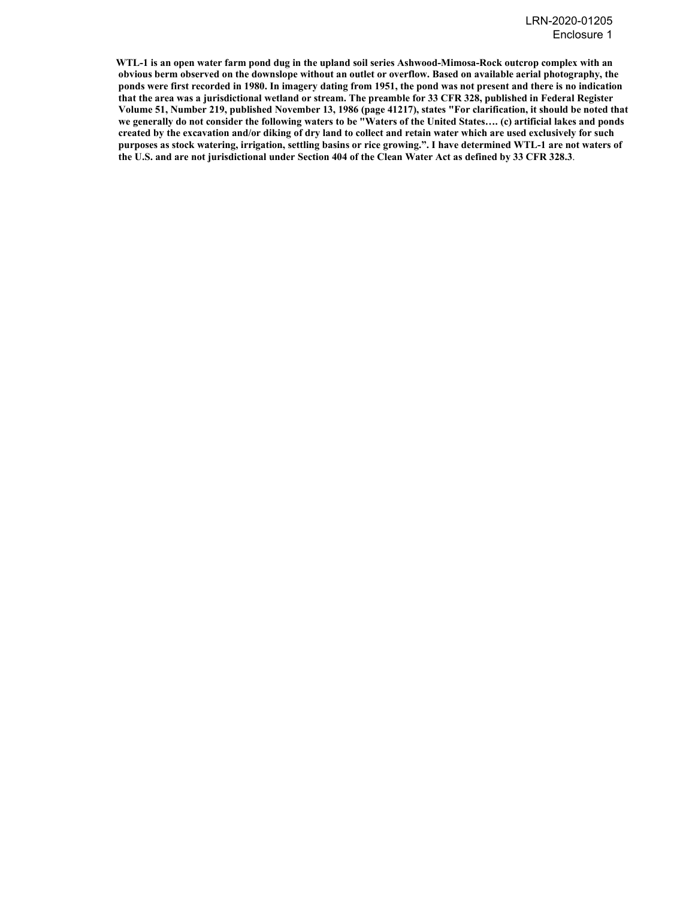**WTL-1 is an open water farm pond dug in the upland soil series Ashwood-Mimosa-Rock outcrop complex with an obvious berm observed on the downslope without an outlet or overflow. Based on available aerial photography, the ponds were first recorded in 1980. In imagery dating from 1951, the pond was not present and there is no indication that the area was a jurisdictional wetland or stream. The preamble for 33 CFR 328, published in Federal Register Volume 51, Number 219, published November 13, 1986 (page 41217), states "For clarification, it should be noted that we generally do not consider the following waters to be "Waters of the United States…. (c) artificial lakes and ponds created by the excavation and/or diking of dry land to collect and retain water which are used exclusively for such purposes as stock watering, irrigation, settling basins or rice growing.". I have determined WTL-1 are not waters of the U.S. and are not jurisdictional under Section 404 of the Clean Water Act as defined by 33 CFR 328.3**.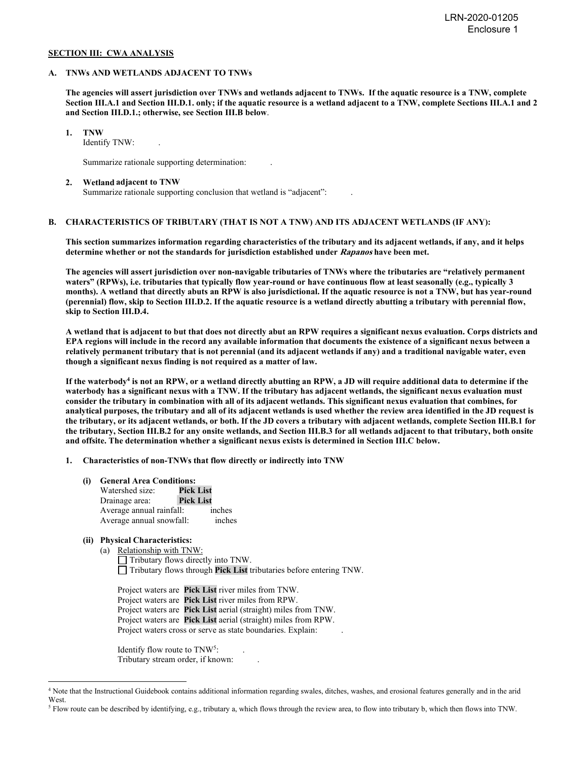**SECTION III: CWA ANALYSIS**

**A. TNWs AND WETLANDS ADJACENT TO TNWs**

**The agencies will assert jurisdiction over TNWs and wetlands adjacent to TNWs. If the aquatic resource is a TNW, complete Section III.A.1 and Section III.D.1. only; if the aquatic resource is a wetland adjacent to a TNW, complete Sections III.A.1 and 2 and Section III.D.1.; otherwise, see Section III.B below**.

**1. TNW**
Identify TNW: .

Summarize rationale supporting determination: .

**2. Wetland adjacent to TNW**
Summarize rationale supporting conclusion that wetland is "adjacent": .

**B. CHARACTERISTICS OF TRIBUTARY (THAT IS NOT A TNW) AND ITS ADJACENT WETLANDS (IF ANY):**

**This section summarizes information regarding characteristics of the tributary and its adjacent wetlands, if any, and it helps determine whether or not the standards for jurisdiction established under *Rapanos* have been met.**

**The agencies will assert jurisdiction over non-navigable tributaries of TNWs where the tributaries are "relatively permanent waters" (RPWs), i.e. tributaries that typically flow year-round or have continuous flow at least seasonally (e.g., typically 3 months). A wetland that directly abuts an RPW is also jurisdictional. If the aquatic resource is not a TNW, but has year-round (perennial) flow, skip to Section III.D.2. If the aquatic resource is a wetland directly abutting a tributary with perennial flow, skip to Section III.D.4.**

**A wetland that is adjacent to but that does not directly abut an RPW requires a significant nexus evaluation. Corps districts and EPA regions will include in the record any available information that documents the existence of a significant nexus between a relatively permanent tributary that is not perennial (and its adjacent wetlands if any) and a traditional navigable water, even though a significant nexus finding is not required as a matter of law.**

**If the waterbody[4] is not an RPW, or a wetland directly abutting an RPW, a JD will require additional data to determine if the waterbody has a significant nexus with a TNW. If the tributary has adjacent wetlands, the significant nexus evaluation must consider the tributary in combination with all of its adjacent wetlands. This significant nexus evaluation that combines, for analytical purposes, the tributary and all of its adjacent wetlands is used whether the review area identified in the JD request is the tributary, or its adjacent wetlands, or both. If the JD covers a tributary with adjacent wetlands, complete Section III.B.1 for the tributary, Section III.B.2 for any onsite wetlands, and Section III.B.3 for all wetlands adjacent to that tributary, both onsite and offsite. The determination whether a significant nexus exists is determined in Section III.C below.**

**1. Characteristics of non-TNWs that flow directly or indirectly into TNW**

**(i) General Area Conditions:**
Watershed size: **Pick List**
Drainage area: **Pick List**
Average annual rainfall: inches
Average annual snowfall: inches

**(ii) Physical Characteristics:**
(a) Relationship with TNW:
☐ Tributary flows directly into TNW.
☐ Tributary flows through **Pick List** tributaries before entering TNW.

Project waters are **Pick List** river miles from TNW.
Project waters are **Pick List** river miles from RPW.
Project waters are **Pick List** aerial (straight) miles from TNW.
Project waters are **Pick List** aerial (straight) miles from RPW.
Project waters cross or serve as state boundaries. Explain: .

Identify flow route to TNW[5]: .
Tributary stream order, if known: .

---

[4] Note that the Instructional Guidebook contains additional information regarding swales, ditches, washes, and erosional features generally and in the arid West.

[5] Flow route can be described by identifying, e.g., tributary a, which flows through the review area, to flow into tributary b, which then flows into TNW.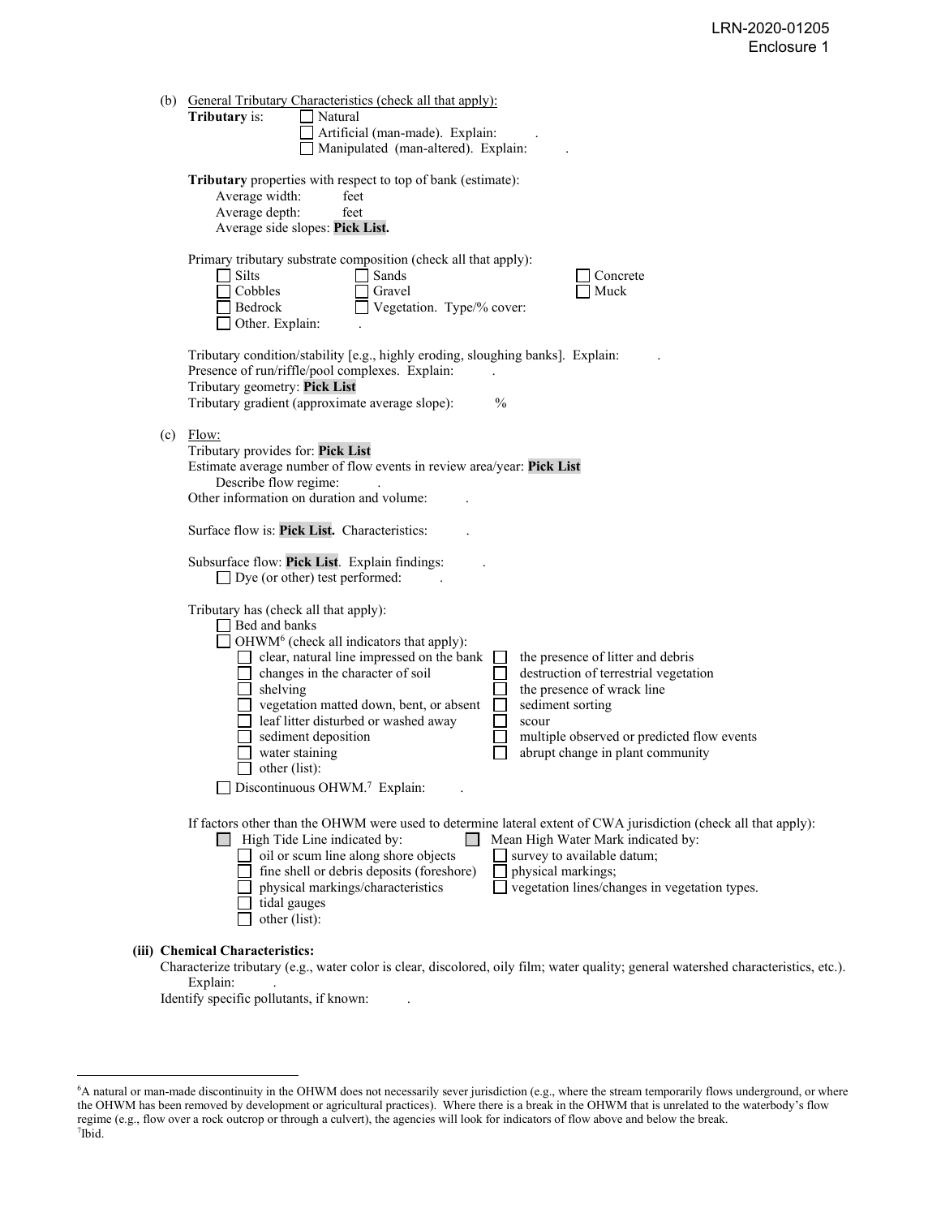(b) General Tributary Characteristics (check all that apply):

**Tributary** is:
- ☐ Natural
- ☐ Artificial (man-made). Explain: .
- ☐ Manipulated (man-altered). Explain: .

**Tributary** properties with respect to top of bank (estimate):

Average width: feet
Average depth: feet
Average side slopes: **Pick List.**

Primary tributary substrate composition (check all that apply):

- ☐ Silts
- ☐ Sands
- ☐ Concrete
- ☐ Cobbles
- ☐ Gravel
- ☐ Muck
- ☐ Bedrock
- ☐ Vegetation. Type/% cover:
- ☐ Other. Explain: .

Tributary condition/stability [e.g., highly eroding, sloughing banks]. Explain: .
Presence of run/riffle/pool complexes. Explain: .
Tributary geometry: **Pick List**
Tributary gradient (approximate average slope): %

(c) Flow:

Tributary provides for: **Pick List**
Estimate average number of flow events in review area/year: **Pick List**
Describe flow regime: .
Other information on duration and volume: .

Surface flow is: **Pick List.** Characteristics: .

Subsurface flow: **Pick List**. Explain findings: .
- ☐ Dye (or other) test performed: .

Tributary has (check all that apply):
- ☐ Bed and banks
- ☐ OHWM[6] (check all indicators that apply):
  - ☐ clear, natural line impressed on the bank
  - ☐ the presence of litter and debris
  - ☐ changes in the character of soil
  - ☐ destruction of terrestrial vegetation
  - ☐ shelving
  - ☐ the presence of wrack line
  - ☐ vegetation matted down, bent, or absent
  - ☐ sediment sorting
  - ☐ leaf litter disturbed or washed away
  - ☐ scour
  - ☐ sediment deposition
  - ☐ multiple observed or predicted flow events
  - ☐ water staining
  - ☐ abrupt change in plant community
  - ☐ other (list):
- ☐ Discontinuous OHWM.[7] Explain: .

If factors other than the OHWM were used to determine lateral extent of CWA jurisdiction (check all that apply):
- ☐ High Tide Line indicated by:
  - ☐ oil or scum line along shore objects
  - ☐ fine shell or debris deposits (foreshore)
  - ☐ physical markings/characteristics
  - ☐ tidal gauges
  - ☐ other (list):
- ☐ Mean High Water Mark indicated by:
  - ☐ survey to available datum;
  - ☐ physical markings;
  - ☐ vegetation lines/changes in vegetation types.

**(iii) Chemical Characteristics:**

Characterize tributary (e.g., water color is clear, discolored, oily film; water quality; general watershed characteristics, etc.). Explain: .
Identify specific pollutants, if known: .

[6] A natural or man-made discontinuity in the OHWM does not necessarily sever jurisdiction (e.g., where the stream temporarily flows underground, or where the OHWM has been removed by development or agricultural practices). Where there is a break in the OHWM that is unrelated to the waterbody's flow regime (e.g., flow over a rock outcrop or through a culvert), the agencies will look for indicators of flow above and below the break.
[7] Ibid.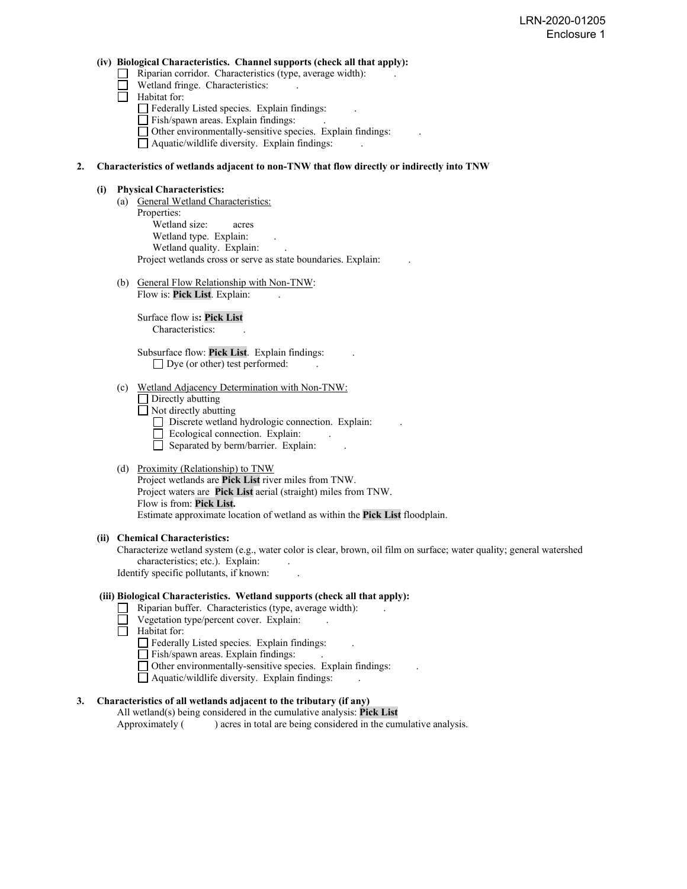**(iv) Biological Characteristics. Channel supports (check all that apply):**

- ☐ Riparian corridor. Characteristics (type, average width): .
- ☐ Wetland fringe. Characteristics: .
- ☐ Habitat for:
  - ☐ Federally Listed species. Explain findings: .
  - ☐ Fish/spawn areas. Explain findings: .
  - ☐ Other environmentally-sensitive species. Explain findings: .
  - ☐ Aquatic/wildlife diversity. Explain findings: .

**2. Characteristics of wetlands adjacent to non-TNW that flow directly or indirectly into TNW**

**(i) Physical Characteristics:**

(a) General Wetland Characteristics:

Properties:

Wetland size: acres

Wetland type. Explain: .

Wetland quality. Explain: .

Project wetlands cross or serve as state boundaries. Explain: .

(b) General Flow Relationship with Non-TNW:

Flow is: **Pick List**. Explain: .

Surface flow is**: Pick List**

Characteristics: .

Subsurface flow: **Pick List**. Explain findings: .

☐ Dye (or other) test performed: .

(c) Wetland Adjacency Determination with Non-TNW:

- ☐ Directly abutting
- ☐ Not directly abutting
  - ☐ Discrete wetland hydrologic connection. Explain: .
  - ☐ Ecological connection. Explain: .
  - ☐ Separated by berm/barrier. Explain: .

(d) Proximity (Relationship) to TNW

Project wetlands are **Pick List** river miles from TNW.

Project waters are **Pick List** aerial (straight) miles from TNW.

Flow is from: **Pick List.**

Estimate approximate location of wetland as within the **Pick List** floodplain.

**(ii) Chemical Characteristics:**

Characterize wetland system (e.g., water color is clear, brown, oil film on surface; water quality; general watershed characteristics; etc.). Explain: .

Identify specific pollutants, if known: .

**(iii) Biological Characteristics. Wetland supports (check all that apply):**

- ☐ Riparian buffer. Characteristics (type, average width): .
- ☐ Vegetation type/percent cover. Explain: .
- ☐ Habitat for:
  - ☐ Federally Listed species. Explain findings: .
  - ☐ Fish/spawn areas. Explain findings: .
  - ☐ Other environmentally-sensitive species. Explain findings: .
  - ☐ Aquatic/wildlife diversity. Explain findings: .

**3. Characteristics of all wetlands adjacent to the tributary (if any)**

All wetland(s) being considered in the cumulative analysis: **Pick List**

Approximately ( ) acres in total are being considered in the cumulative analysis.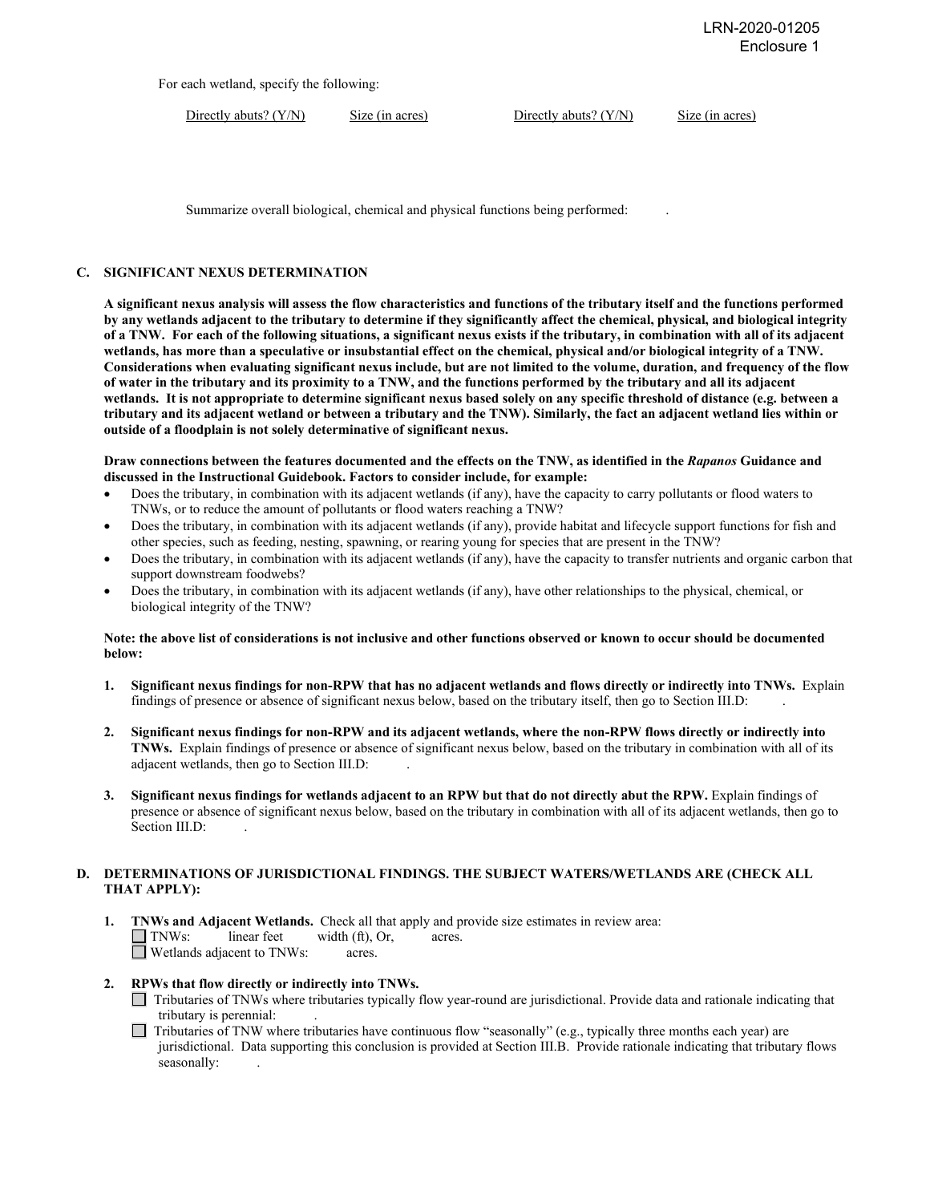For each wetland, specify the following:

| Directly abuts? (Y/N) | Size (in acres) | Directly abuts? (Y/N) | Size (in acres) |
| --- | --- | --- | --- |

Summarize overall biological, chemical and physical functions being performed: .

## C. SIGNIFICANT NEXUS DETERMINATION

**A significant nexus analysis will assess the flow characteristics and functions of the tributary itself and the functions performed by any wetlands adjacent to the tributary to determine if they significantly affect the chemical, physical, and biological integrity of a TNW. For each of the following situations, a significant nexus exists if the tributary, in combination with all of its adjacent wetlands, has more than a speculative or insubstantial effect on the chemical, physical and/or biological integrity of a TNW. Considerations when evaluating significant nexus include, but are not limited to the volume, duration, and frequency of the flow of water in the tributary and its proximity to a TNW, and the functions performed by the tributary and all its adjacent wetlands. It is not appropriate to determine significant nexus based solely on any specific threshold of distance (e.g. between a tributary and its adjacent wetland or between a tributary and the TNW). Similarly, the fact an adjacent wetland lies within or outside of a floodplain is not solely determinative of significant nexus.**

**Draw connections between the features documented and the effects on the TNW, as identified in the *Rapanos* Guidance and discussed in the Instructional Guidebook. Factors to consider include, for example:**

- Does the tributary, in combination with its adjacent wetlands (if any), have the capacity to carry pollutants or flood waters to TNWs, or to reduce the amount of pollutants or flood waters reaching a TNW?
- Does the tributary, in combination with its adjacent wetlands (if any), provide habitat and lifecycle support functions for fish and other species, such as feeding, nesting, spawning, or rearing young for species that are present in the TNW?
- Does the tributary, in combination with its adjacent wetlands (if any), have the capacity to transfer nutrients and organic carbon that support downstream foodwebs?
- Does the tributary, in combination with its adjacent wetlands (if any), have other relationships to the physical, chemical, or biological integrity of the TNW?

**Note: the above list of considerations is not inclusive and other functions observed or known to occur should be documented below:**

1. **Significant nexus findings for non-RPW that has no adjacent wetlands and flows directly or indirectly into TNWs.** Explain findings of presence or absence of significant nexus below, based on the tributary itself, then go to Section III.D: .

2. **Significant nexus findings for non-RPW and its adjacent wetlands, where the non-RPW flows directly or indirectly into TNWs.** Explain findings of presence or absence of significant nexus below, based on the tributary in combination with all of its adjacent wetlands, then go to Section III.D: .

3. **Significant nexus findings for wetlands adjacent to an RPW but that do not directly abut the RPW.** Explain findings of presence or absence of significant nexus below, based on the tributary in combination with all of its adjacent wetlands, then go to Section III.D: .

## D. DETERMINATIONS OF JURISDICTIONAL FINDINGS. THE SUBJECT WATERS/WETLANDS ARE (CHECK ALL THAT APPLY):

1. **TNWs and Adjacent Wetlands.** Check all that apply and provide size estimates in review area:
   - ☐ TNWs: linear feet width (ft), Or, acres.
   - ☐ Wetlands adjacent to TNWs: acres.

2. **RPWs that flow directly or indirectly into TNWs.**
   - ☐ Tributaries of TNWs where tributaries typically flow year-round are jurisdictional. Provide data and rationale indicating that tributary is perennial: .
   - ☐ Tributaries of TNW where tributaries have continuous flow "seasonally" (e.g., typically three months each year) are jurisdictional. Data supporting this conclusion is provided at Section III.B. Provide rationale indicating that tributary flows seasonally: .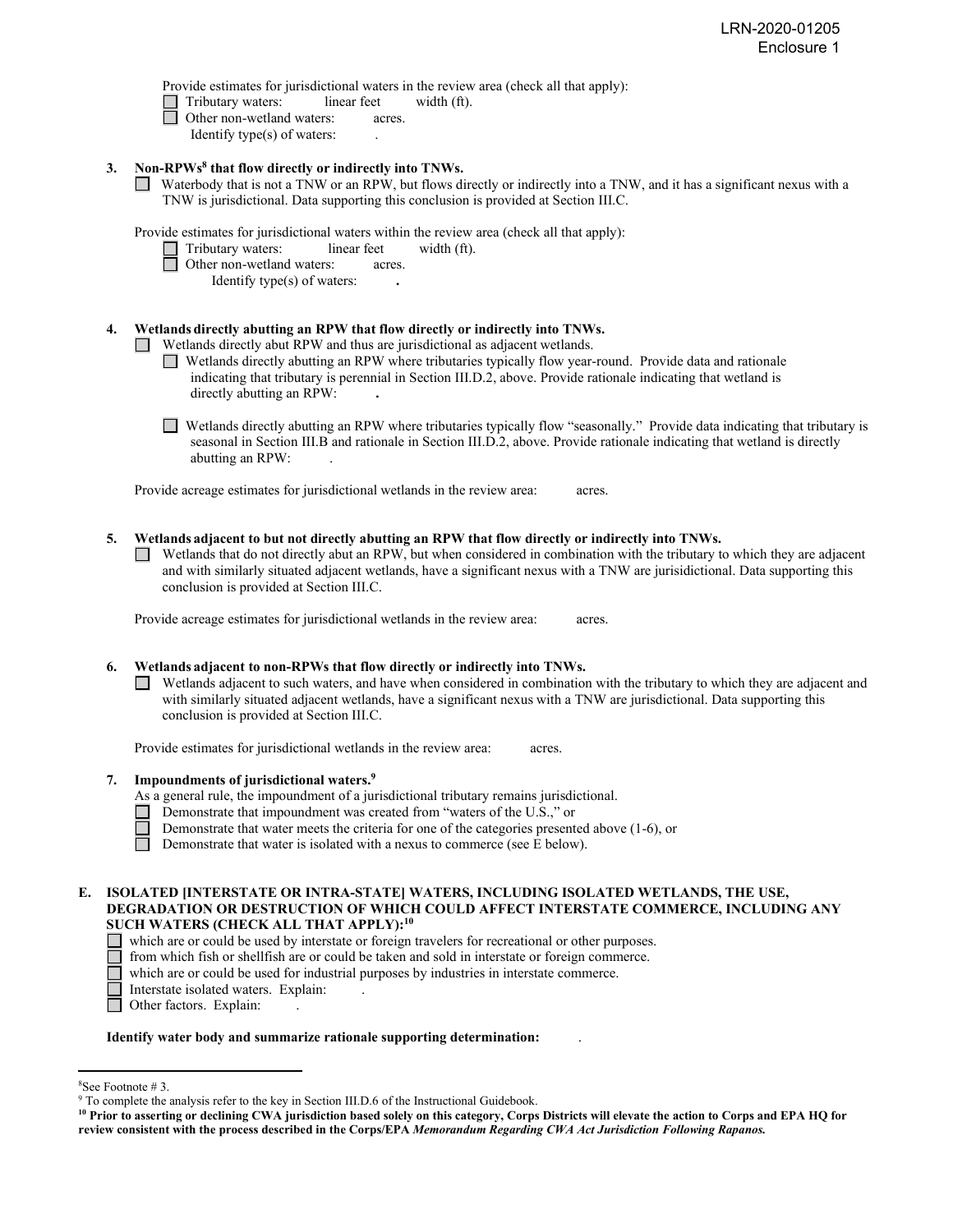Provide estimates for jurisdictional waters in the review area (check all that apply):

- ☐ Tributary waters: linear feet width (ft).
- ☐ Other non-wetland waters: acres.

  Identify type(s) of waters: .

**3. Non-RPWs[8] that flow directly or indirectly into TNWs.**

☐ Waterbody that is not a TNW or an RPW, but flows directly or indirectly into a TNW, and it has a significant nexus with a TNW is jurisdictional. Data supporting this conclusion is provided at Section III.C.

Provide estimates for jurisdictional waters within the review area (check all that apply):

- ☐ Tributary waters: linear feet width (ft).
- ☐ Other non-wetland waters: acres.

  Identify type(s) of waters: **.**

**4. Wetlands directly abutting an RPW that flow directly or indirectly into TNWs.**

☐ Wetlands directly abut RPW and thus are jurisdictional as adjacent wetlands.

- ☐ Wetlands directly abutting an RPW where tributaries typically flow year-round. Provide data and rationale indicating that tributary is perennial in Section III.D.2, above. Provide rationale indicating that wetland is directly abutting an RPW: **.**

- ☐ Wetlands directly abutting an RPW where tributaries typically flow "seasonally." Provide data indicating that tributary is seasonal in Section III.B and rationale in Section III.D.2, above. Provide rationale indicating that wetland is directly abutting an RPW: .

Provide acreage estimates for jurisdictional wetlands in the review area: acres.

**5. Wetlands adjacent to but not directly abutting an RPW that flow directly or indirectly into TNWs.**

☐ Wetlands that do not directly abut an RPW, but when considered in combination with the tributary to which they are adjacent and with similarly situated adjacent wetlands, have a significant nexus with a TNW are jurisidictional. Data supporting this conclusion is provided at Section III.C.

Provide acreage estimates for jurisdictional wetlands in the review area: acres.

**6. Wetlands adjacent to non-RPWs that flow directly or indirectly into TNWs.**

☐ Wetlands adjacent to such waters, and have when considered in combination with the tributary to which they are adjacent and with similarly situated adjacent wetlands, have a significant nexus with a TNW are jurisdictional. Data supporting this conclusion is provided at Section III.C.

Provide estimates for jurisdictional wetlands in the review area: acres.

**7. Impoundments of jurisdictional waters.[9]**

As a general rule, the impoundment of a jurisdictional tributary remains jurisdictional.

- ☐ Demonstrate that impoundment was created from "waters of the U.S.," or
- ☐ Demonstrate that water meets the criteria for one of the categories presented above (1-6), or
- ☐ Demonstrate that water is isolated with a nexus to commerce (see E below).

**E. ISOLATED [INTERSTATE OR INTRA-STATE] WATERS, INCLUDING ISOLATED WETLANDS, THE USE, DEGRADATION OR DESTRUCTION OF WHICH COULD AFFECT INTERSTATE COMMERCE, INCLUDING ANY SUCH WATERS (CHECK ALL THAT APPLY):[10]**

- ☐ which are or could be used by interstate or foreign travelers for recreational or other purposes.
- ☐ from which fish or shellfish are or could be taken and sold in interstate or foreign commerce.
- ☐ which are or could be used for industrial purposes by industries in interstate commerce.
- ☐ Interstate isolated waters. Explain: .
- ☐ Other factors. Explain: .

**Identify water body and summarize rationale supporting determination:** .

---

[8] See Footnote # 3.

[9] To complete the analysis refer to the key in Section III.D.6 of the Instructional Guidebook.

[10] **Prior to asserting or declining CWA jurisdiction based solely on this category, Corps Districts will elevate the action to Corps and EPA HQ for review consistent with the process described in the Corps/EPA *Memorandum Regarding CWA Act Jurisdiction Following Rapanos.***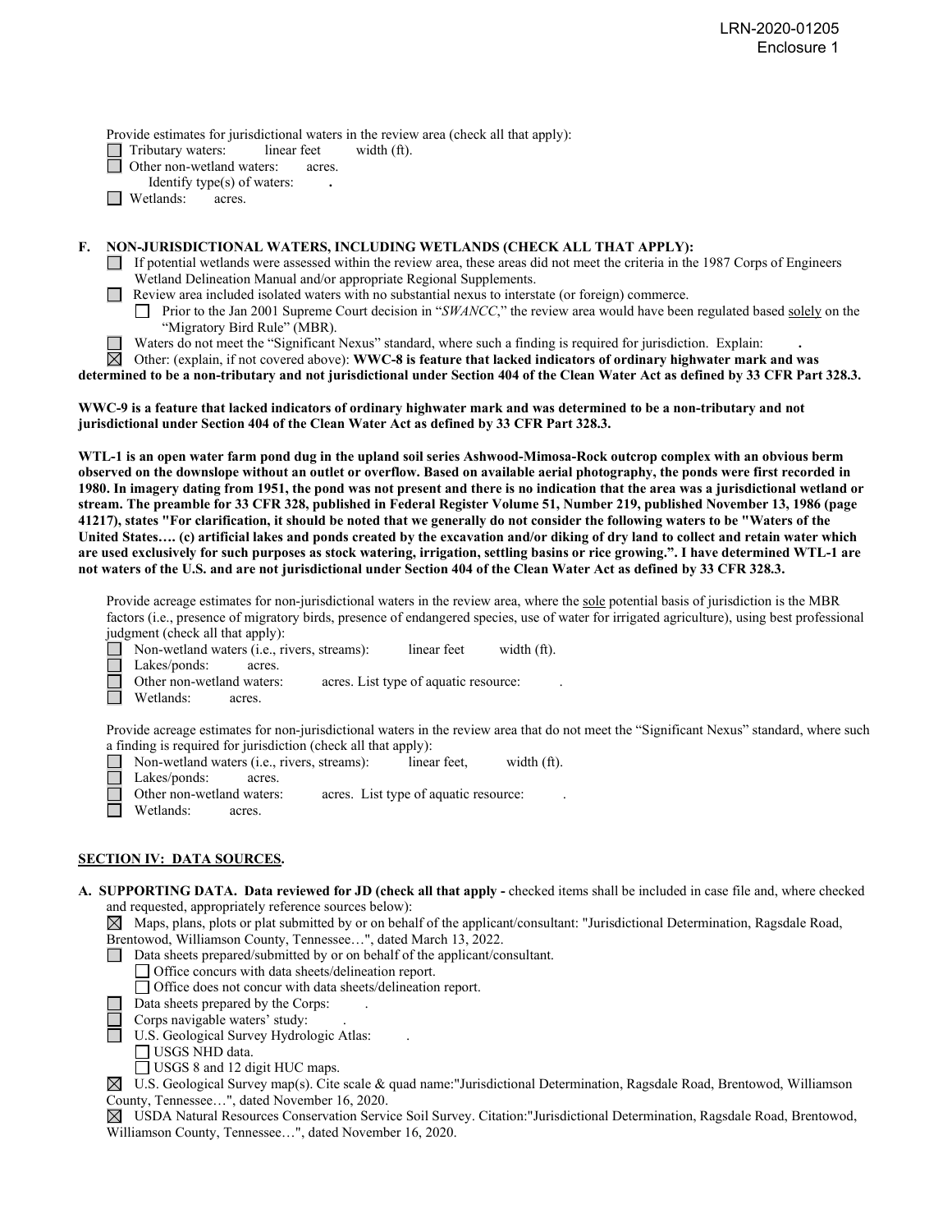Provide estimates for jurisdictional waters in the review area (check all that apply):

☐ Tributary waters: linear feet width (ft).

☐ Other non-wetland waters: acres.

Identify type(s) of waters: **.**

☐ Wetlands: acres.

**F. NON-JURISDICTIONAL WATERS, INCLUDING WETLANDS (CHECK ALL THAT APPLY):**

☐ If potential wetlands were assessed within the review area, these areas did not meet the criteria in the 1987 Corps of Engineers Wetland Delineation Manual and/or appropriate Regional Supplements.

☐ Review area included isolated waters with no substantial nexus to interstate (or foreign) commerce.

☐ Prior to the Jan 2001 Supreme Court decision in "*SWANCC*," the review area would have been regulated based solely on the "Migratory Bird Rule" (MBR).

☐ Waters do not meet the "Significant Nexus" standard, where such a finding is required for jurisdiction. Explain: **.**

☒ Other: (explain, if not covered above): **WWC-8 is feature that lacked indicators of ordinary highwater mark and was determined to be a non-tributary and not jurisdictional under Section 404 of the Clean Water Act as defined by 33 CFR Part 328.3.**

**WWC-9 is a feature that lacked indicators of ordinary highwater mark and was determined to be a non-tributary and not jurisdictional under Section 404 of the Clean Water Act as defined by 33 CFR Part 328.3.**

**WTL-1 is an open water farm pond dug in the upland soil series Ashwood-Mimosa-Rock outcrop complex with an obvious berm observed on the downslope without an outlet or overflow. Based on available aerial photography, the ponds were first recorded in 1980. In imagery dating from 1951, the pond was not present and there is no indication that the area was a jurisdictional wetland or stream. The preamble for 33 CFR 328, published in Federal Register Volume 51, Number 219, published November 13, 1986 (page 41217), states "For clarification, it should be noted that we generally do not consider the following waters to be "Waters of the United States…. (c) artificial lakes and ponds created by the excavation and/or diking of dry land to collect and retain water which are used exclusively for such purposes as stock watering, irrigation, settling basins or rice growing.". I have determined WTL-1 are not waters of the U.S. and are not jurisdictional under Section 404 of the Clean Water Act as defined by 33 CFR 328.3.**

Provide acreage estimates for non-jurisdictional waters in the review area, where the sole potential basis of jurisdiction is the MBR factors (i.e., presence of migratory birds, presence of endangered species, use of water for irrigated agriculture), using best professional judgment (check all that apply):

☐ Non-wetland waters (i.e., rivers, streams): linear feet width (ft).

☐ Lakes/ponds: acres.

☐ Other non-wetland waters: acres. List type of aquatic resource: .

☐ Wetlands: acres.

Provide acreage estimates for non-jurisdictional waters in the review area that do not meet the "Significant Nexus" standard, where such a finding is required for jurisdiction (check all that apply):

☐ Non-wetland waters (i.e., rivers, streams): linear feet, width (ft).

☐ Lakes/ponds: acres.

☐ Other non-wetland waters: acres. List type of aquatic resource: .

☐ Wetlands: acres.

## SECTION IV: DATA SOURCES.

**A. SUPPORTING DATA. Data reviewed for JD (check all that apply -** checked items shall be included in case file and, where checked and requested, appropriately reference sources below):

☒ Maps, plans, plots or plat submitted by or on behalf of the applicant/consultant: "Jurisdictional Determination, Ragsdale Road, Brentowod, Williamson County, Tennessee…", dated March 13, 2022.

☐ Data sheets prepared/submitted by or on behalf of the applicant/consultant.

☐ Office concurs with data sheets/delineation report.

☐ Office does not concur with data sheets/delineation report.

☐ Data sheets prepared by the Corps: .

☐ Corps navigable waters' study: .

☐ U.S. Geological Survey Hydrologic Atlas: .

☐ USGS NHD data.

☐ USGS 8 and 12 digit HUC maps.

☒ U.S. Geological Survey map(s). Cite scale & quad name:"Jurisdictional Determination, Ragsdale Road, Brentowod, Williamson County, Tennessee…", dated November 16, 2020.

☒ USDA Natural Resources Conservation Service Soil Survey. Citation:"Jurisdictional Determination, Ragsdale Road, Brentowod, Williamson County, Tennessee…", dated November 16, 2020.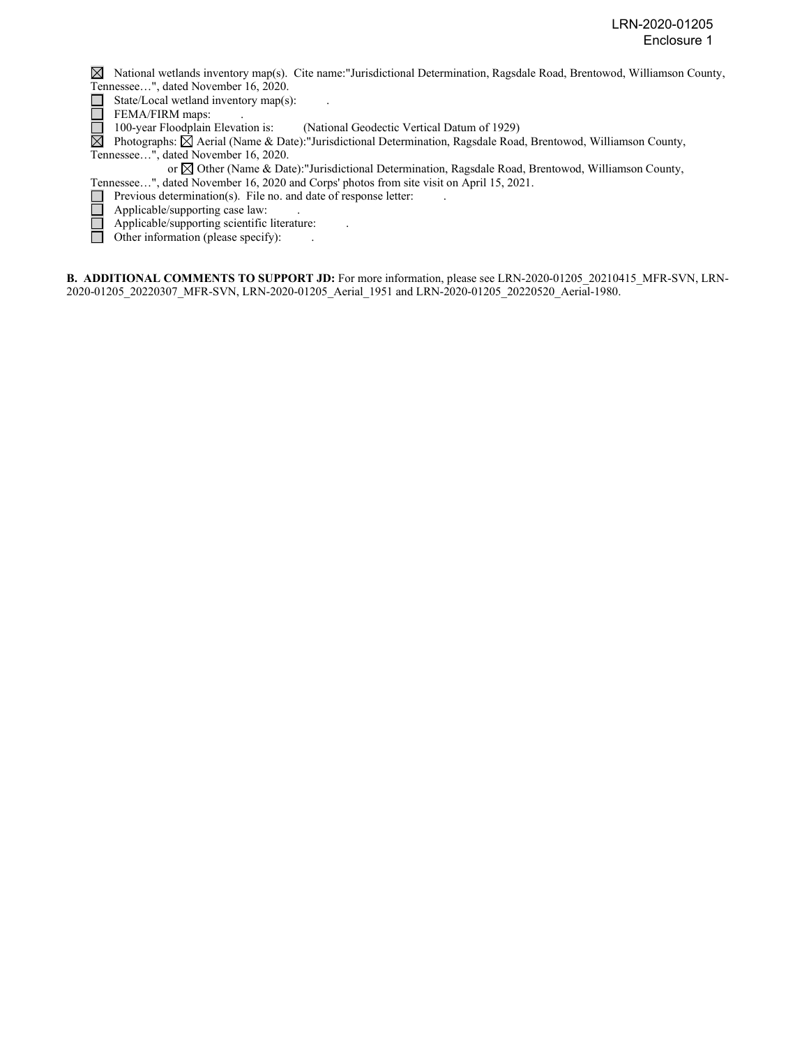☒ National wetlands inventory map(s). Cite name:"Jurisdictional Determination, Ragsdale Road, Brentowod, Williamson County, Tennessee…", dated November 16, 2020.

☐ State/Local wetland inventory map(s): .

☐ FEMA/FIRM maps: .

☐ 100-year Floodplain Elevation is: (National Geodectic Vertical Datum of 1929)

☒ Photographs: ☒ Aerial (Name & Date):"Jurisdictional Determination, Ragsdale Road, Brentowod, Williamson County, Tennessee…", dated November 16, 2020.

or ☒ Other (Name & Date):"Jurisdictional Determination, Ragsdale Road, Brentowod, Williamson County, Tennessee…", dated November 16, 2020 and Corps' photos from site visit on April 15, 2021.

☐ Previous determination(s). File no. and date of response letter: .

☐ Applicable/supporting case law: .

☐ Applicable/supporting scientific literature: .

☐ Other information (please specify): .

**B. ADDITIONAL COMMENTS TO SUPPORT JD:** For more information, please see LRN-2020-01205_20210415_MFR-SVN, LRN-2020-01205_20220307_MFR-SVN, LRN-2020-01205_Aerial_1951 and LRN-2020-01205_20220520_Aerial-1980.